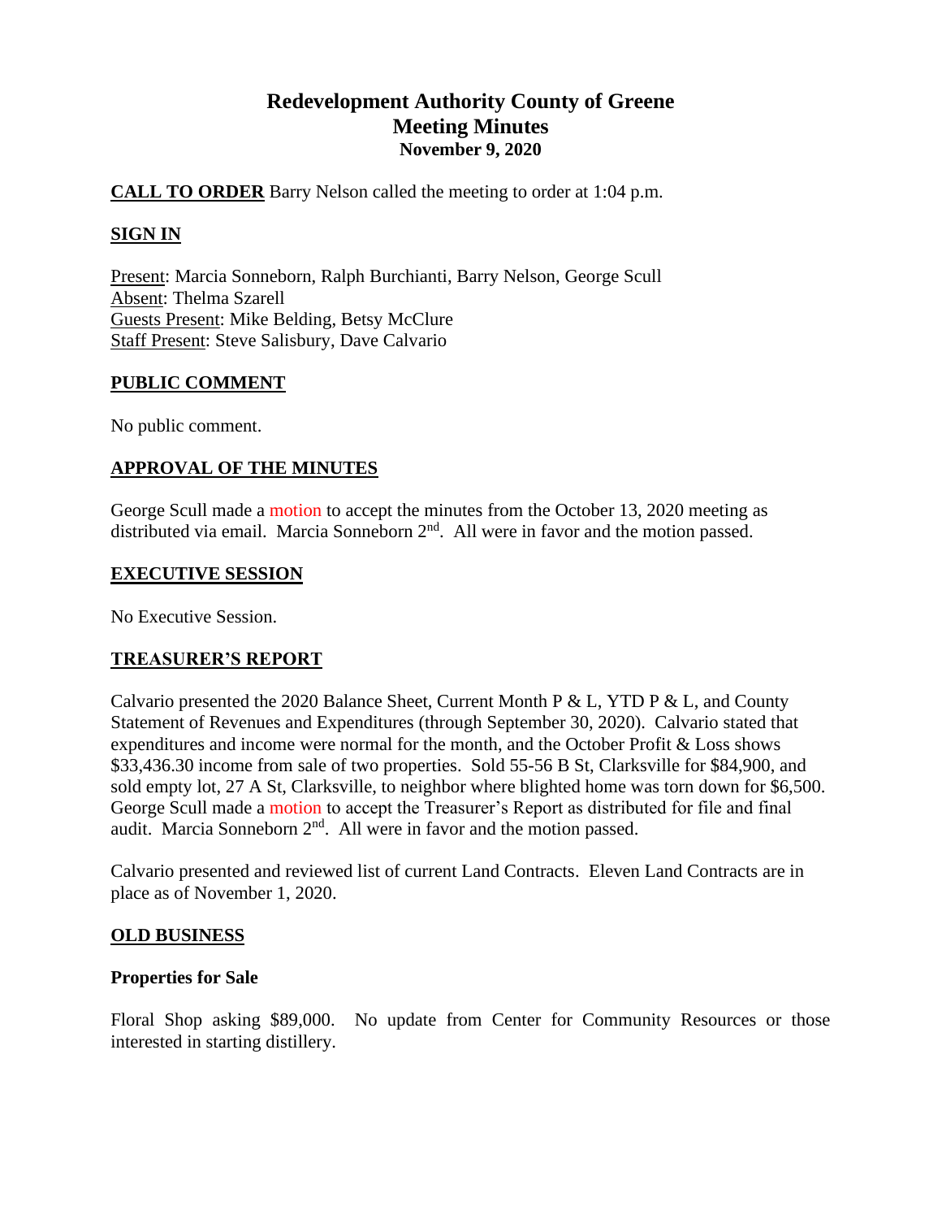# Redevelopment Authority County of Greene
## Meeting Minutes
### November 9, 2020

**CALL TO ORDER** Barry Nelson called the meeting to order at 1:04 p.m.

**SIGN IN**

Present: Marcia Sonneborn, Ralph Burchianti, Barry Nelson, George Scull
Absent: Thelma Szarell
Guests Present: Mike Belding, Betsy McClure
Staff Present: Steve Salisbury, Dave Calvario

**PUBLIC COMMENT**

No public comment.

**APPROVAL OF THE MINUTES**

George Scull made a motion to accept the minutes from the October 13, 2020 meeting as distributed via email. Marcia Sonneborn 2nd. All were in favor and the motion passed.

**EXECUTIVE SESSION**

No Executive Session.

**TREASURER'S REPORT**

Calvario presented the 2020 Balance Sheet, Current Month P & L, YTD P & L, and County Statement of Revenues and Expenditures (through September 30, 2020). Calvario stated that expenditures and income were normal for the month, and the October Profit & Loss shows $33,436.30 income from sale of two properties. Sold 55-56 B St, Clarksville for $84,900, and sold empty lot, 27 A St, Clarksville, to neighbor where blighted home was torn down for $6,500. George Scull made a motion to accept the Treasurer's Report as distributed for file and final audit. Marcia Sonneborn 2nd. All were in favor and the motion passed.

Calvario presented and reviewed list of current Land Contracts. Eleven Land Contracts are in place as of November 1, 2020.

**OLD BUSINESS**

**Properties for Sale**

Floral Shop asking $89,000. No update from Center for Community Resources or those interested in starting distillery.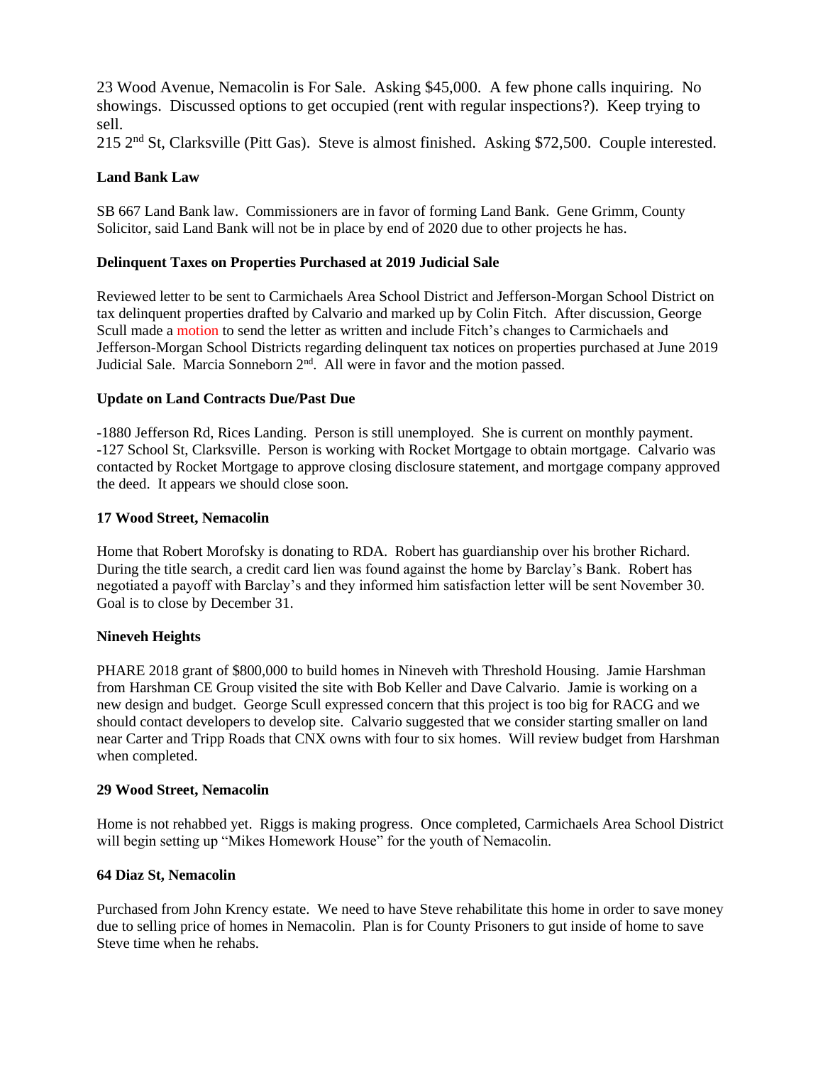23 Wood Avenue, Nemacolin is For Sale. Asking $45,000. A few phone calls inquiring. No showings. Discussed options to get occupied (rent with regular inspections?). Keep trying to sell.

215 2nd St, Clarksville (Pitt Gas). Steve is almost finished. Asking $72,500. Couple interested.

**Land Bank Law**

SB 667 Land Bank law. Commissioners are in favor of forming Land Bank. Gene Grimm, County Solicitor, said Land Bank will not be in place by end of 2020 due to other projects he has.

**Delinquent Taxes on Properties Purchased at 2019 Judicial Sale**

Reviewed letter to be sent to Carmichaels Area School District and Jefferson-Morgan School District on tax delinquent properties drafted by Calvario and marked up by Colin Fitch. After discussion, George Scull made a motion to send the letter as written and include Fitch's changes to Carmichaels and Jefferson-Morgan School Districts regarding delinquent tax notices on properties purchased at June 2019 Judicial Sale. Marcia Sonneborn 2nd. All were in favor and the motion passed.

**Update on Land Contracts Due/Past Due**

-1880 Jefferson Rd, Rices Landing. Person is still unemployed. She is current on monthly payment.
-127 School St, Clarksville. Person is working with Rocket Mortgage to obtain mortgage. Calvario was contacted by Rocket Mortgage to approve closing disclosure statement, and mortgage company approved the deed. It appears we should close soon.

**17 Wood Street, Nemacolin**

Home that Robert Morofsky is donating to RDA. Robert has guardianship over his brother Richard. During the title search, a credit card lien was found against the home by Barclay's Bank. Robert has negotiated a payoff with Barclay's and they informed him satisfaction letter will be sent November 30. Goal is to close by December 31.

**Nineveh Heights**

PHARE 2018 grant of $800,000 to build homes in Nineveh with Threshold Housing. Jamie Harshman from Harshman CE Group visited the site with Bob Keller and Dave Calvario. Jamie is working on a new design and budget. George Scull expressed concern that this project is too big for RACG and we should contact developers to develop site. Calvario suggested that we consider starting smaller on land near Carter and Tripp Roads that CNX owns with four to six homes. Will review budget from Harshman when completed.

**29 Wood Street, Nemacolin**

Home is not rehabbed yet. Riggs is making progress. Once completed, Carmichaels Area School District will begin setting up "Mikes Homework House" for the youth of Nemacolin.

**64 Diaz St, Nemacolin**

Purchased from John Krency estate. We need to have Steve rehabilitate this home in order to save money due to selling price of homes in Nemacolin. Plan is for County Prisoners to gut inside of home to save Steve time when he rehabs.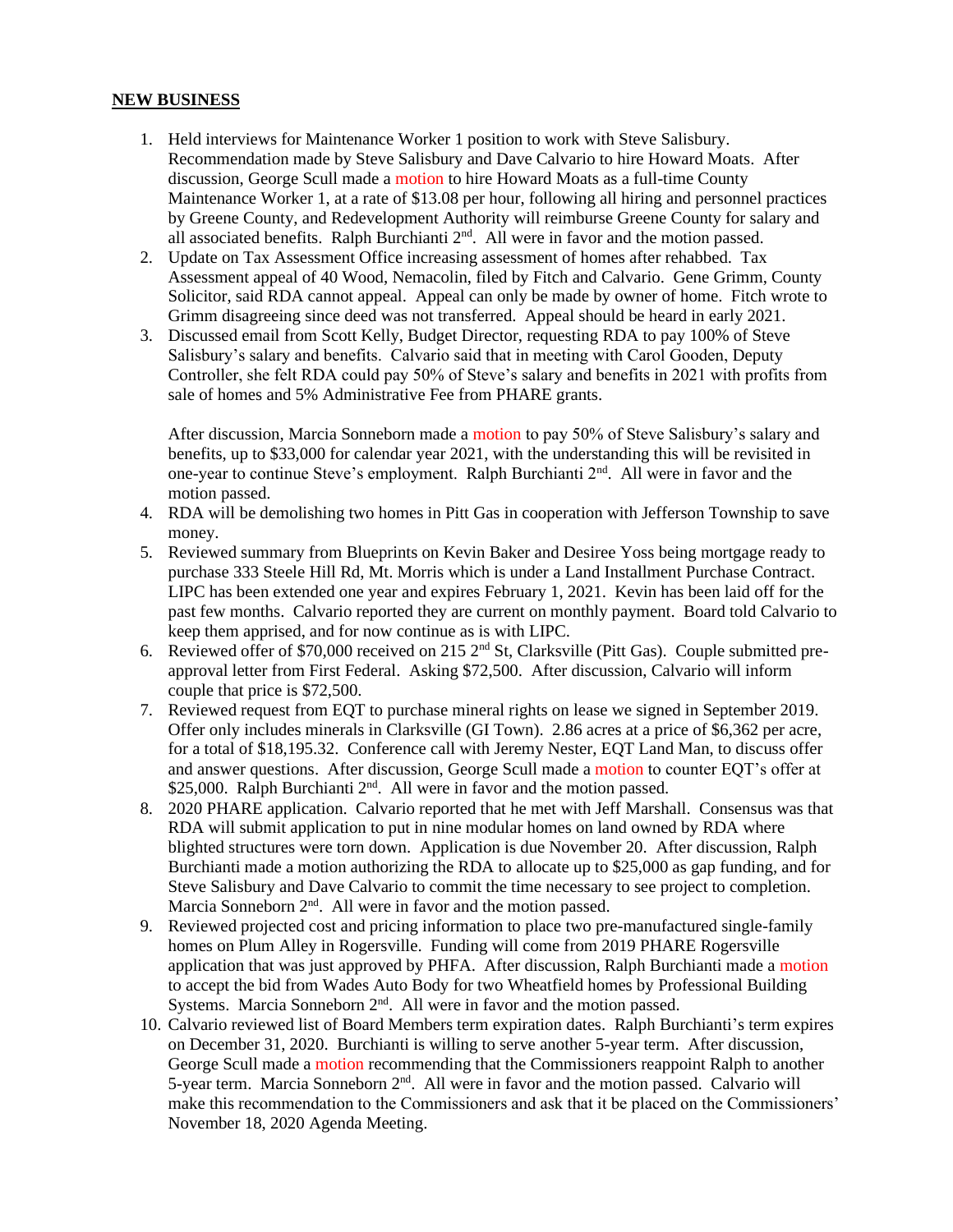## NEW BUSINESS

1. Held interviews for Maintenance Worker 1 position to work with Steve Salisbury. Recommendation made by Steve Salisbury and Dave Calvario to hire Howard Moats. After discussion, George Scull made a motion to hire Howard Moats as a full-time County Maintenance Worker 1, at a rate of $13.08 per hour, following all hiring and personnel practices by Greene County, and Redevelopment Authority will reimburse Greene County for salary and all associated benefits. Ralph Burchianti 2nd. All were in favor and the motion passed.
2. Update on Tax Assessment Office increasing assessment of homes after rehabbed. Tax Assessment appeal of 40 Wood, Nemacolin, filed by Fitch and Calvario. Gene Grimm, County Solicitor, said RDA cannot appeal. Appeal can only be made by owner of home. Fitch wrote to Grimm disagreeing since deed was not transferred. Appeal should be heard in early 2021.
3. Discussed email from Scott Kelly, Budget Director, requesting RDA to pay 100% of Steve Salisbury's salary and benefits. Calvario said that in meeting with Carol Gooden, Deputy Controller, she felt RDA could pay 50% of Steve's salary and benefits in 2021 with profits from sale of homes and 5% Administrative Fee from PHARE grants.

   After discussion, Marcia Sonneborn made a motion to pay 50% of Steve Salisbury's salary and benefits, up to $33,000 for calendar year 2021, with the understanding this will be revisited in one-year to continue Steve's employment. Ralph Burchianti 2nd. All were in favor and the motion passed.
4. RDA will be demolishing two homes in Pitt Gas in cooperation with Jefferson Township to save money.
5. Reviewed summary from Blueprints on Kevin Baker and Desiree Yoss being mortgage ready to purchase 333 Steele Hill Rd, Mt. Morris which is under a Land Installment Purchase Contract. LIPC has been extended one year and expires February 1, 2021. Kevin has been laid off for the past few months. Calvario reported they are current on monthly payment. Board told Calvario to keep them apprised, and for now continue as is with LIPC.
6. Reviewed offer of $70,000 received on 215 2nd St, Clarksville (Pitt Gas). Couple submitted pre-approval letter from First Federal. Asking $72,500. After discussion, Calvario will inform couple that price is $72,500.
7. Reviewed request from EQT to purchase mineral rights on lease we signed in September 2019. Offer only includes minerals in Clarksville (GI Town). 2.86 acres at a price of $6,362 per acre, for a total of $18,195.32. Conference call with Jeremy Nester, EQT Land Man, to discuss offer and answer questions. After discussion, George Scull made a motion to counter EQT's offer at $25,000. Ralph Burchianti 2nd. All were in favor and the motion passed.
8. 2020 PHARE application. Calvario reported that he met with Jeff Marshall. Consensus was that RDA will submit application to put in nine modular homes on land owned by RDA where blighted structures were torn down. Application is due November 20. After discussion, Ralph Burchianti made a motion authorizing the RDA to allocate up to $25,000 as gap funding, and for Steve Salisbury and Dave Calvario to commit the time necessary to see project to completion. Marcia Sonneborn 2nd. All were in favor and the motion passed.
9. Reviewed projected cost and pricing information to place two pre-manufactured single-family homes on Plum Alley in Rogersville. Funding will come from 2019 PHARE Rogersville application that was just approved by PHFA. After discussion, Ralph Burchianti made a motion to accept the bid from Wades Auto Body for two Wheatfield homes by Professional Building Systems. Marcia Sonneborn 2nd. All were in favor and the motion passed.
10. Calvario reviewed list of Board Members term expiration dates. Ralph Burchianti's term expires on December 31, 2020. Burchianti is willing to serve another 5-year term. After discussion, George Scull made a motion recommending that the Commissioners reappoint Ralph to another 5-year term. Marcia Sonneborn 2nd. All were in favor and the motion passed. Calvario will make this recommendation to the Commissioners and ask that it be placed on the Commissioners' November 18, 2020 Agenda Meeting.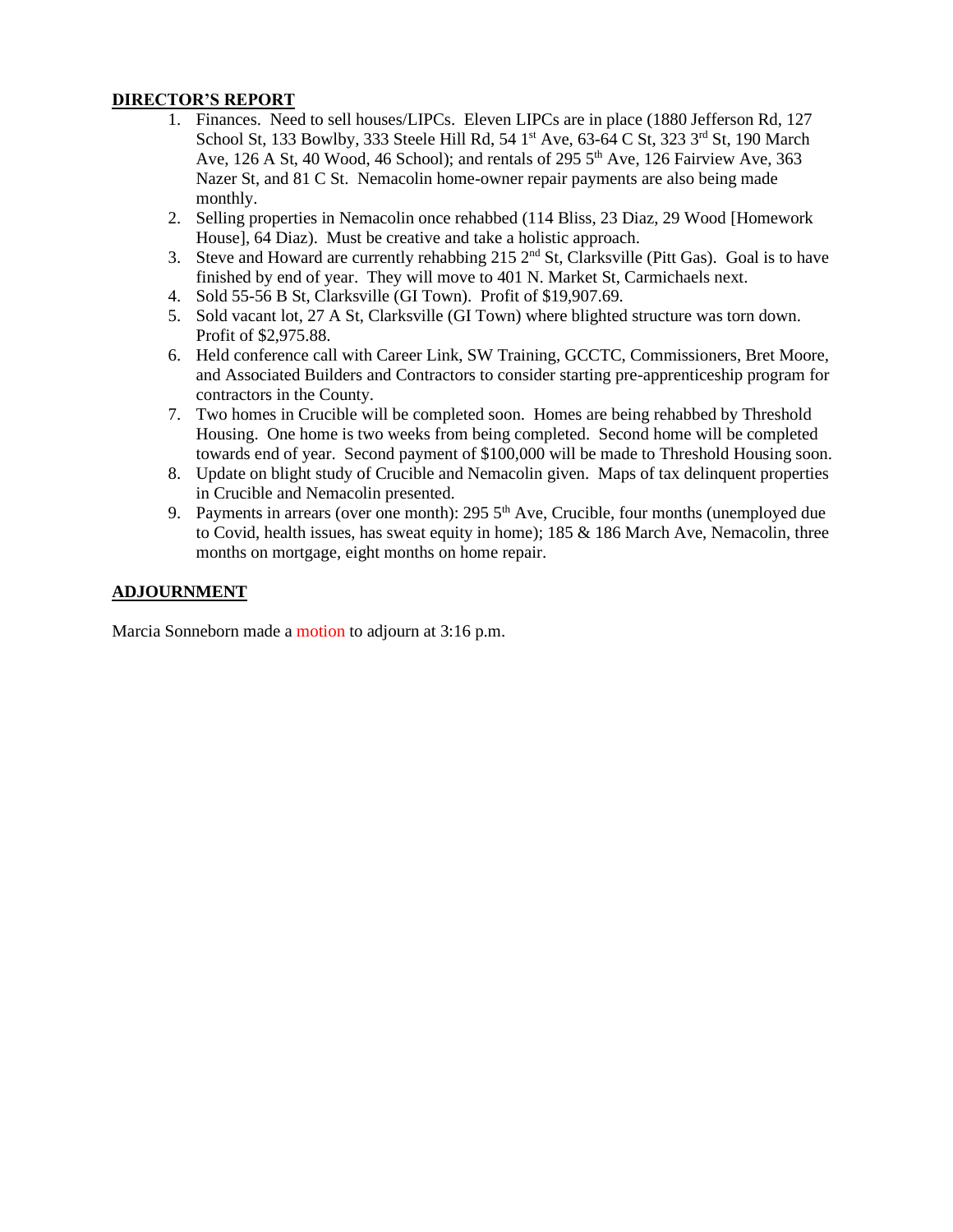## DIRECTOR'S REPORT

1. Finances. Need to sell houses/LIPCs. Eleven LIPCs are in place (1880 Jefferson Rd, 127 School St, 133 Bowlby, 333 Steele Hill Rd, 54 1st Ave, 63-64 C St, 323 3rd St, 190 March Ave, 126 A St, 40 Wood, 46 School); and rentals of 295 5th Ave, 126 Fairview Ave, 363 Nazer St, and 81 C St. Nemacolin home-owner repair payments are also being made monthly.
2. Selling properties in Nemacolin once rehabbed (114 Bliss, 23 Diaz, 29 Wood [Homework House], 64 Diaz). Must be creative and take a holistic approach.
3. Steve and Howard are currently rehabbing 215 2nd St, Clarksville (Pitt Gas). Goal is to have finished by end of year. They will move to 401 N. Market St, Carmichaels next.
4. Sold 55-56 B St, Clarksville (GI Town). Profit of $19,907.69.
5. Sold vacant lot, 27 A St, Clarksville (GI Town) where blighted structure was torn down. Profit of $2,975.88.
6. Held conference call with Career Link, SW Training, GCCTC, Commissioners, Bret Moore, and Associated Builders and Contractors to consider starting pre-apprenticeship program for contractors in the County.
7. Two homes in Crucible will be completed soon. Homes are being rehabbed by Threshold Housing. One home is two weeks from being completed. Second home will be completed towards end of year. Second payment of $100,000 will be made to Threshold Housing soon.
8. Update on blight study of Crucible and Nemacolin given. Maps of tax delinquent properties in Crucible and Nemacolin presented.
9. Payments in arrears (over one month): 295 5th Ave, Crucible, four months (unemployed due to Covid, health issues, has sweat equity in home); 185 & 186 March Ave, Nemacolin, three months on mortgage, eight months on home repair.

## ADJOURNMENT

Marcia Sonneborn made a motion to adjourn at 3:16 p.m.